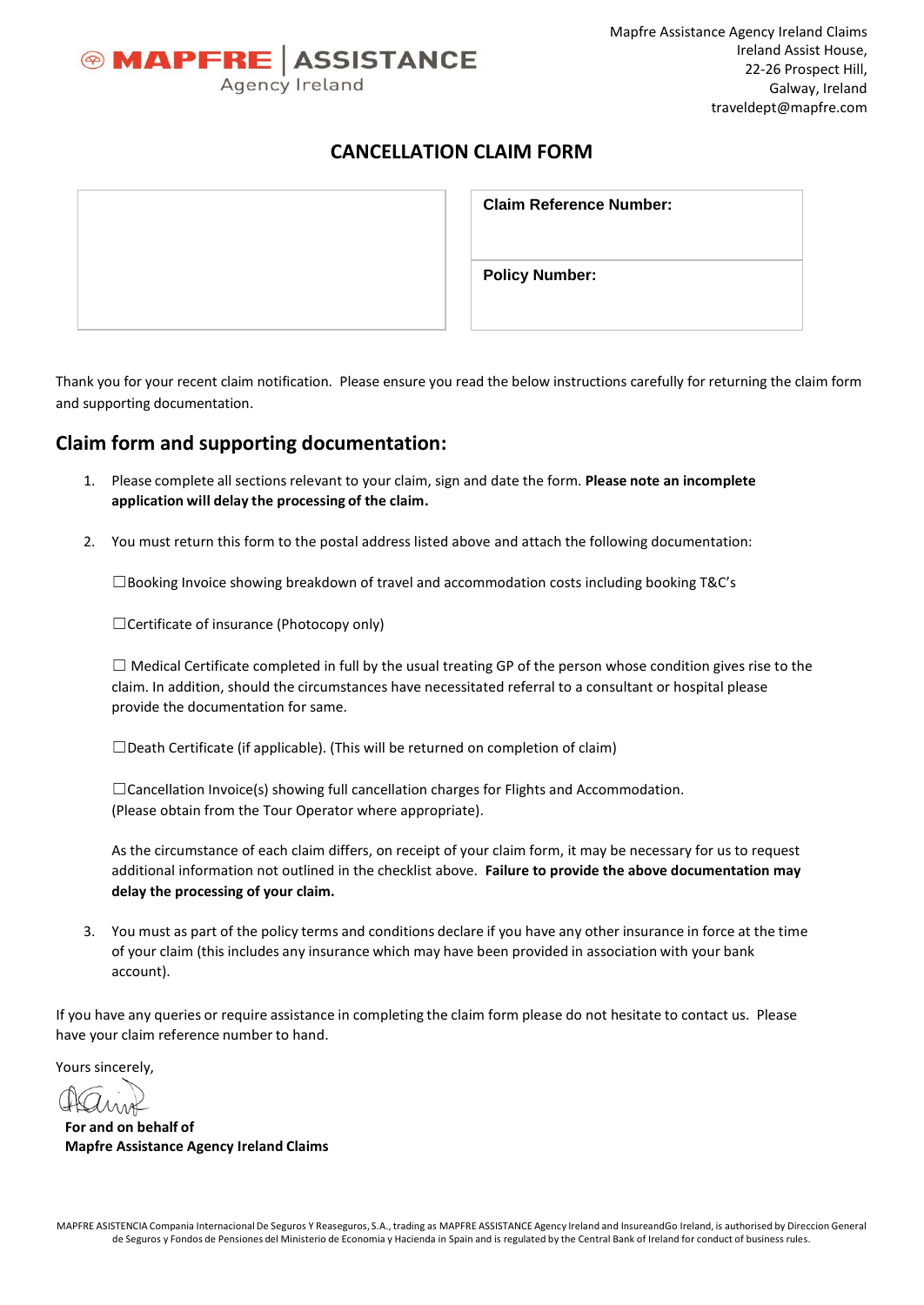MAPFRE | ASSISTANCE
Agency Ireland

Mapfre Assistance Agency Ireland Claims
Ireland Assist House,
22-26 Prospect Hill,
Galway, Ireland
traveldept@mapfre.com

# CANCELLATION CLAIM FORM

| | **Claim Reference Number:** |
|---|---|
| | **Policy Number:** |

Thank you for your recent claim notification. Please ensure you read the below instructions carefully for returning the claim form and supporting documentation.

## Claim form and supporting documentation:

1. Please complete all sections relevant to your claim, sign and date the form. **Please note an incomplete application will delay the processing of the claim.**

2. You must return this form to the postal address listed above and attach the following documentation:

   ☐Booking Invoice showing breakdown of travel and accommodation costs including booking T&C's

   ☐Certificate of insurance (Photocopy only)

   ☐ Medical Certificate completed in full by the usual treating GP of the person whose condition gives rise to the claim. In addition, should the circumstances have necessitated referral to a consultant or hospital please provide the documentation for same.

   ☐Death Certificate (if applicable). (This will be returned on completion of claim)

   ☐Cancellation Invoice(s) showing full cancellation charges for Flights and Accommodation. (Please obtain from the Tour Operator where appropriate).

   As the circumstance of each claim differs, on receipt of your claim form, it may be necessary for us to request additional information not outlined in the checklist above. **Failure to provide the above documentation may delay the processing of your claim.**

3. You must as part of the policy terms and conditions declare if you have any other insurance in force at the time of your claim (this includes any insurance which may have been provided in association with your bank account).

If you have any queries or require assistance in completing the claim form please do not hesitate to contact us. Please have your claim reference number to hand.

Yours sincerely,

**For and on behalf of**
**Mapfre Assistance Agency Ireland Claims**

MAPFRE ASISTENCIA Compania Internacional De Seguros Y Reaseguros, S.A., trading as MAPFRE ASSISTANCE Agency Ireland and InsureandGo Ireland, is authorised by Direccion General de Seguros y Fondos de Pensiones del Ministerio de Economia y Hacienda in Spain and is regulated by the Central Bank of Ireland for conduct of business rules.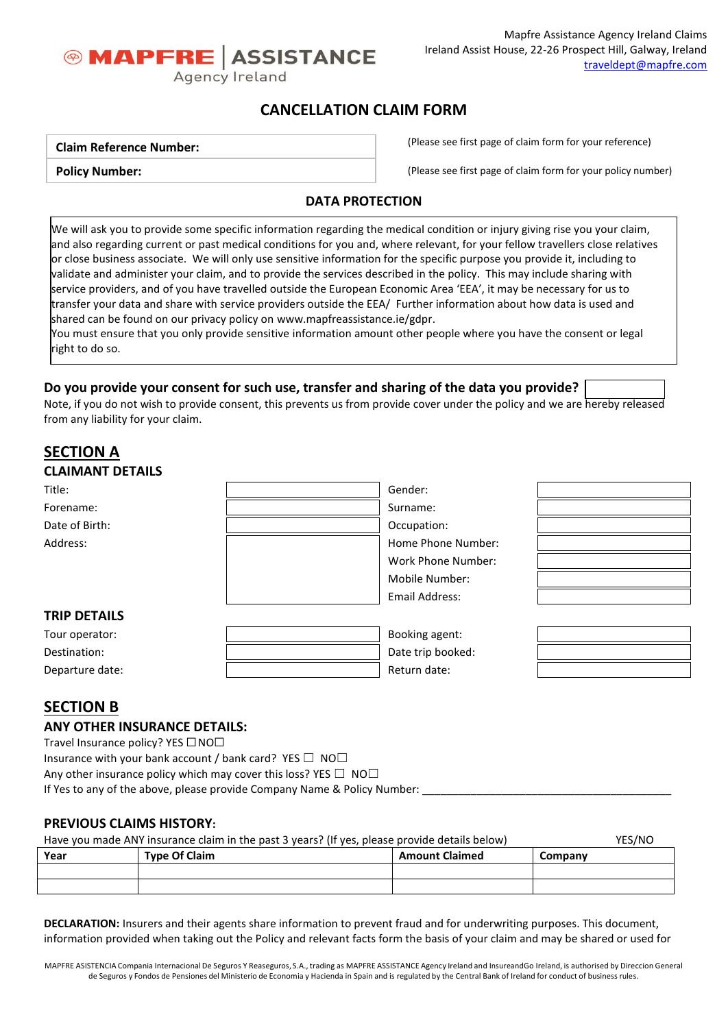MAPFRE | ASSISTANCE Agency Ireland

Mapfre Assistance Agency Ireland Claims
Ireland Assist House, 22-26 Prospect Hill, Galway, Ireland
traveldept@mapfre.com

# CANCELLATION CLAIM FORM

| **Claim Reference Number:** | (Please see first page of claim form for your reference) |
|---|---|
| **Policy Number:** | (Please see first page of claim form for your policy number) |

## DATA PROTECTION

We will ask you to provide some specific information regarding the medical condition or injury giving rise you your claim, and also regarding current or past medical conditions for you and, where relevant, for your fellow travellers close relatives or close business associate. We will only use sensitive information for the specific purpose you provide it, including to validate and administer your claim, and to provide the services described in the policy. This may include sharing with service providers, and of you have travelled outside the European Economic Area 'EEA', it may be necessary for us to transfer your data and share with service providers outside the EEA/ Further information about how data is used and shared can be found on our privacy policy on www.mapfreassistance.ie/gdpr.
You must ensure that you only provide sensitive information amount other people where you have the consent or legal right to do so.

**Do you provide your consent for such use, transfer and sharing of the data you provide?** ☐
Note, if you do not wish to provide consent, this prevents us from provide cover under the policy and we are hereby released from any liability for your claim.

## SECTION A

### CLAIMANT DETAILS

| | | | |
|---|---|---|---|
| Title: | | Gender: | |
| Forename: | | Surname: | |
| Date of Birth: | | Occupation: | |
| Address: | | Home Phone Number: | |
| | | Work Phone Number: | |
| | | Mobile Number: | |
| | | Email Address: | |

### TRIP DETAILS

| | | | |
|---|---|---|---|
| Tour operator: | | Booking agent: | |
| Destination: | | Date trip booked: | |
| Departure date: | | Return date: | |

## SECTION B

### ANY OTHER INSURANCE DETAILS:

Travel Insurance policy? YES ☐ NO☐
Insurance with your bank account / bank card? YES ☐ NO☐
Any other insurance policy which may cover this loss? YES ☐ NO☐
If Yes to any of the above, please provide Company Name & Policy Number: ________________________________________

### PREVIOUS CLAIMS HISTORY:

Have you made ANY insurance claim in the past 3 years? (If yes, please provide details below) YES/NO

| Year | Type Of Claim | Amount Claimed | Company |
|---|---|---|---|
| | | | |
| | | | |

**DECLARATION:** Insurers and their agents share information to prevent fraud and for underwriting purposes. This document, information provided when taking out the Policy and relevant facts form the basis of your claim and may be shared or used for

MAPFRE ASISTENCIA Compania Internacional De Seguros Y Reaseguros, S.A., trading as MAPFRE ASSISTANCE Agency Ireland and InsureandGo Ireland, is authorised by Direccion General de Seguros y Fondos de Pensiones del Ministerio de Economia y Hacienda in Spain and is regulated by the Central Bank of Ireland for conduct of business rules.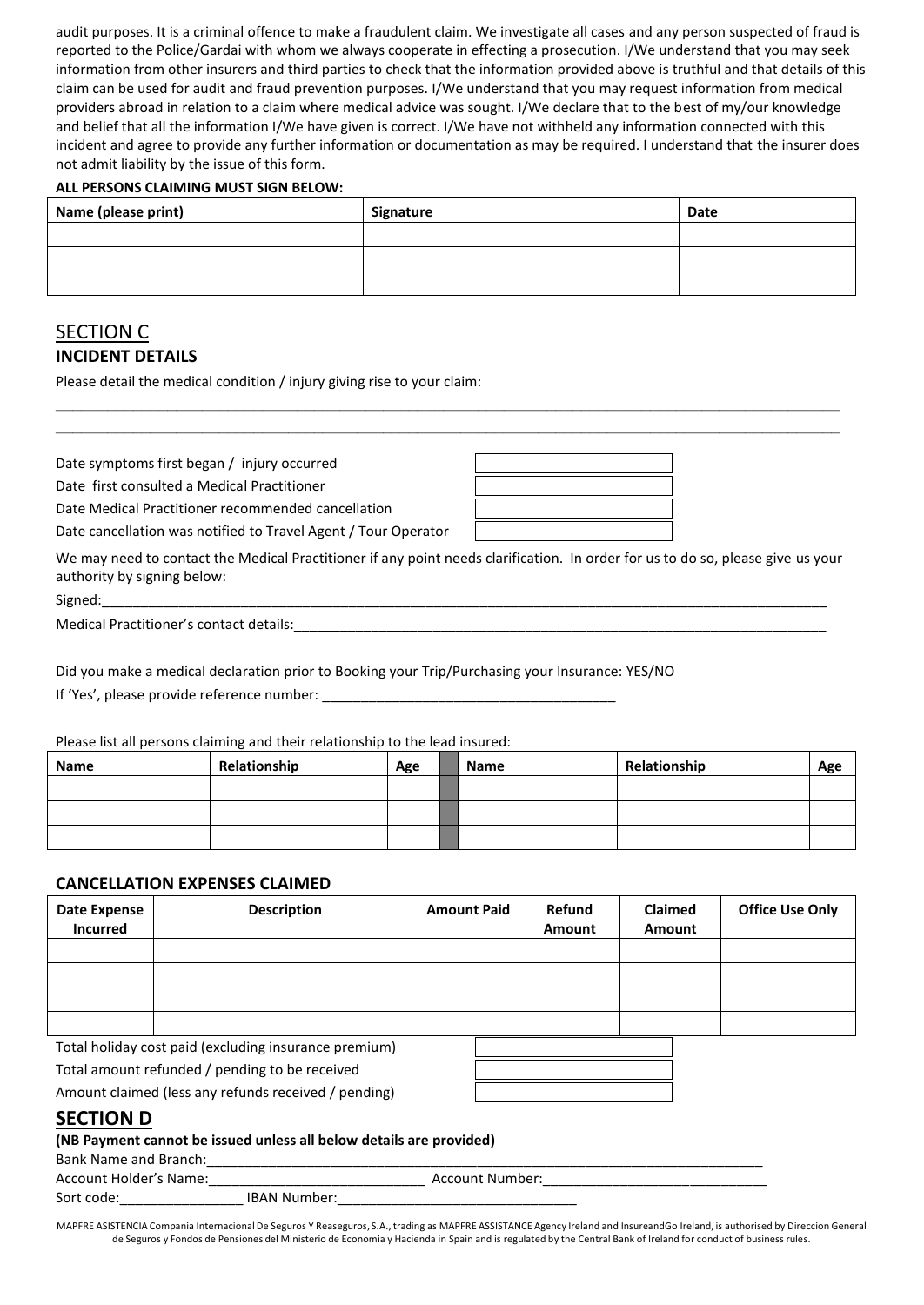audit purposes. It is a criminal offence to make a fraudulent claim. We investigate all cases and any person suspected of fraud is reported to the Police/Gardai with whom we always cooperate in effecting a prosecution. I/We understand that you may seek information from other insurers and third parties to check that the information provided above is truthful and that details of this claim can be used for audit and fraud prevention purposes. I/We understand that you may request information from medical providers abroad in relation to a claim where medical advice was sought. I/We declare that to the best of my/our knowledge and belief that all the information I/We have given is correct. I/We have not withheld any information connected with this incident and agree to provide any further information or documentation as may be required. I understand that the insurer does not admit liability by the issue of this form.

**ALL PERSONS CLAIMING MUST SIGN BELOW:**

| Name (please print) | Signature | Date |
| --- | --- | --- |
| | | |
| | | |
| | | |

## SECTION C

### INCIDENT DETAILS

Please detail the medical condition / injury giving rise to your claim:

_______________________________________________________________________________

_______________________________________________________________________________

| | |
| --- | --- |
| Date symptoms first began / injury occurred | |
| Date first consulted a Medical Practitioner | |
| Date Medical Practitioner recommended cancellation | |
| Date cancellation was notified to Travel Agent / Tour Operator | |

We may need to contact the Medical Practitioner if any point needs clarification. In order for us to do so, please give us your authority by signing below:

Signed:_______________________________________________________________________________

Medical Practitioner's contact details:_______________________________________________________

Did you make a medical declaration prior to Booking your Trip/Purchasing your Insurance: YES/NO

If 'Yes', please provide reference number: _____________________________________

Please list all persons claiming and their relationship to the lead insured:

| Name | Relationship | Age | | Name | Relationship | Age |
| --- | --- | --- | --- | --- | --- | --- |
| | | | | | | |
| | | | | | | |
| | | | | | | |

### CANCELLATION EXPENSES CLAIMED

| Date Expense Incurred | Description | Amount Paid | Refund Amount | Claimed Amount | Office Use Only |
| --- | --- | --- | --- | --- | --- |
| | | | | | |
| | | | | | |
| | | | | | |
| | | | | | |

| | |
| --- | --- |
| Total holiday cost paid (excluding insurance premium) | |
| Total amount refunded / pending to be received | |
| Amount claimed (less any refunds received / pending) | |

## SECTION D

**(NB Payment cannot be issued unless all below details are provided)**

Bank Name and Branch:___________________________________________________________

Account Holder's Name:____________________________ Account Number:____________________________

Sort code:________________ IBAN Number:_______________________________

MAPFRE ASISTENCIA Compania Internacional De Seguros Y Reaseguros, S.A., trading as MAPFRE ASSISTANCE Agency Ireland and InsureandGo Ireland, is authorised by Direccion General de Seguros y Fondos de Pensiones del Ministerio de Economia y Hacienda in Spain and is regulated by the Central Bank of Ireland for conduct of business rules.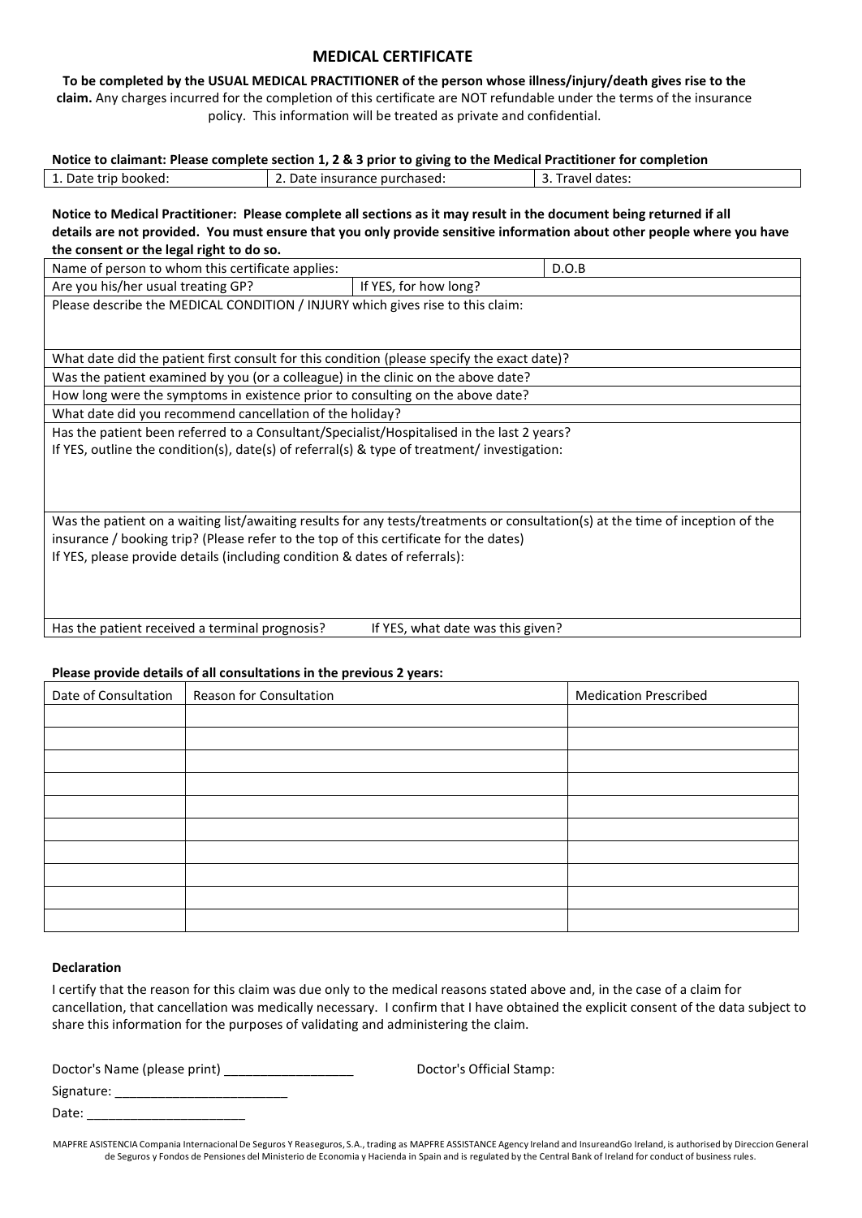# MEDICAL CERTIFICATE

**To be completed by the USUAL MEDICAL PRACTITIONER of the person whose illness/injury/death gives rise to the claim.** Any charges incurred for the completion of this certificate are NOT refundable under the terms of the insurance policy. This information will be treated as private and confidential.

**Notice to claimant: Please complete section 1, 2 & 3 prior to giving to the Medical Practitioner for completion**

| 1. Date trip booked: | 2. Date insurance purchased: | 3. Travel dates: |
|---|---|---|

**Notice to Medical Practitioner: Please complete all sections as it may result in the document being returned if all details are not provided. You must ensure that you only provide sensitive information about other people where you have the consent or the legal right to do so.**

| | | |
|---|---|---|
| Name of person to whom this certificate applies: | | D.O.B |
| Are you his/her usual treating GP? | If YES, for how long? | |
| Please describe the MEDICAL CONDITION / INJURY which gives rise to this claim: | | |
| What date did the patient first consult for this condition (please specify the exact date)? | | |
| Was the patient examined by you (or a colleague) in the clinic on the above date? | | |
| How long were the symptoms in existence prior to consulting on the above date? | | |
| What date did you recommend cancellation of the holiday? | | |
| Has the patient been referred to a Consultant/Specialist/Hospitalised in the last 2 years? If YES, outline the condition(s), date(s) of referral(s) & type of treatment/ investigation: | | |
| Was the patient on a waiting list/awaiting results for any tests/treatments or consultation(s) at the time of inception of the insurance / booking trip? (Please refer to the top of this certificate for the dates) If YES, please provide details (including condition & dates of referrals): | | |
| Has the patient received a terminal prognosis? | If YES, what date was this given? | |

**Please provide details of all consultations in the previous 2 years:**

| Date of Consultation | Reason for Consultation | Medication Prescribed |
|---|---|---|
| | | |
| | | |
| | | |
| | | |
| | | |
| | | |
| | | |
| | | |
| | | |
| | | |

**Declaration**

I certify that the reason for this claim was due only to the medical reasons stated above and, in the case of a claim for cancellation, that cancellation was medically necessary. I confirm that I have obtained the explicit consent of the data subject to share this information for the purposes of validating and administering the claim.

Doctor's Name (please print) __________________

Doctor's Official Stamp:

Signature: ________________________

Date: ______________________

MAPFRE ASISTENCIA Compania Internacional De Seguros Y Reaseguros, S.A., trading as MAPFRE ASSISTANCE Agency Ireland and InsureandGo Ireland, is authorised by Direccion General de Seguros y Fondos de Pensiones del Ministerio de Economia y Hacienda in Spain and is regulated by the Central Bank of Ireland for conduct of business rules.